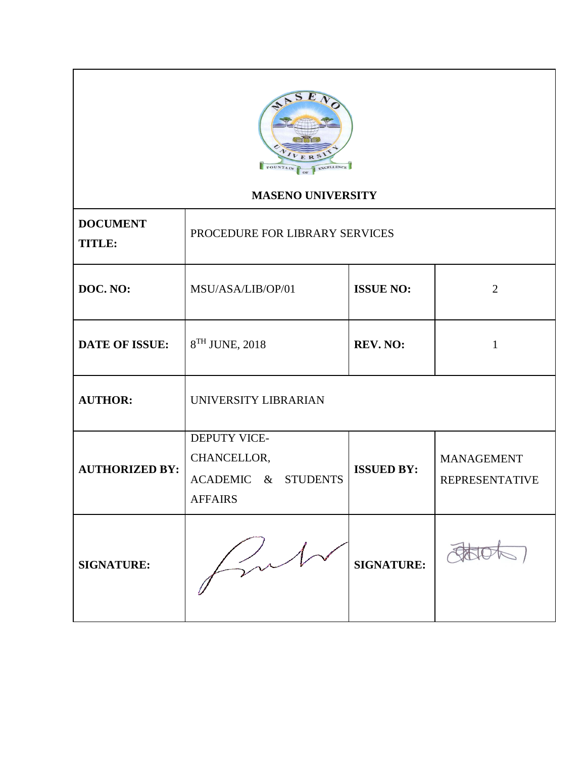**MASENO UNIVERSITY**

| | | | |
|---|---|---|---|
| **DOCUMENT TITLE:** | PROCEDURE FOR LIBRARY SERVICES | | |
| **DOC. NO:** | MSU/ASA/LIB/OP/01 | **ISSUE NO:** | 2 |
| **DATE OF ISSUE:** | 8TH JUNE, 2018 | **REV. NO:** | 1 |
| **AUTHOR:** | UNIVERSITY LIBRARIAN | | |
| **AUTHORIZED BY:** | DEPUTY VICE-CHANCELLOR, ACADEMIC & STUDENTS AFFAIRS | **ISSUED BY:** | MANAGEMENT REPRESENTATIVE |
| **SIGNATURE:** | | **SIGNATURE:** | |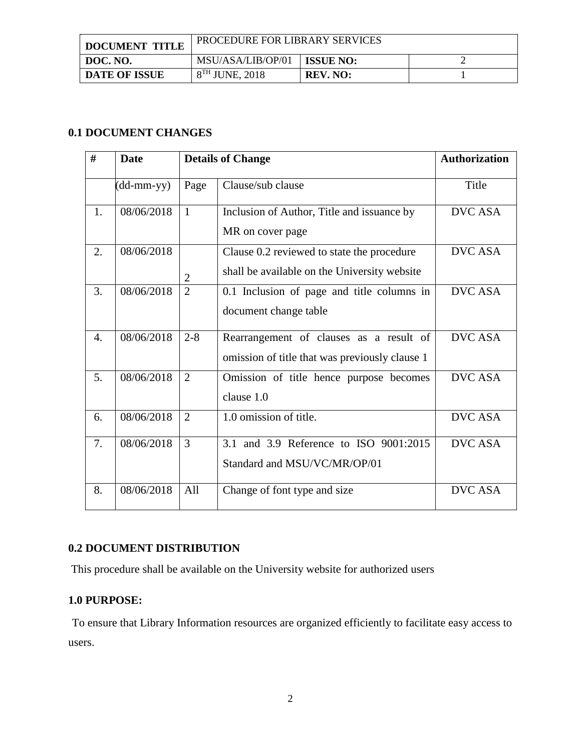| DOCUMENT TITLE | PROCEDURE FOR LIBRARY SERVICES | | |
|---|---|---|---|
| DOC. NO. | MSU/ASA/LIB/OP/01 | ISSUE NO: | 2 |
| DATE OF ISSUE | 8TH JUNE, 2018 | REV. NO: | 1 |

### 0.1 DOCUMENT CHANGES

| # | Date | Details of Change | | Authorization |
|---|---|---|---|---|
| | (dd-mm-yy) | Page | Clause/sub clause | Title |
| 1. | 08/06/2018 | 1 | Inclusion of Author, Title and issuance by MR on cover page | DVC ASA |
| 2. | 08/06/2018 | 2 | Clause 0.2 reviewed to state the procedure shall be available on the University website | DVC ASA |
| 3. | 08/06/2018 | 2 | 0.1 Inclusion of page and title columns in document change table | DVC ASA |
| 4. | 08/06/2018 | 2-8 | Rearrangement of clauses as a result of omission of title that was previously clause 1 | DVC ASA |
| 5. | 08/06/2018 | 2 | Omission of title hence purpose becomes clause 1.0 | DVC ASA |
| 6. | 08/06/2018 | 2 | 1.0 omission of title. | DVC ASA |
| 7. | 08/06/2018 | 3 | 3.1 and 3.9 Reference to ISO 9001:2015 Standard and MSU/VC/MR/OP/01 | DVC ASA |
| 8. | 08/06/2018 | All | Change of font type and size | DVC ASA |

### 0.2 DOCUMENT DISTRIBUTION

This procedure shall be available on the University website for authorized users

### 1.0 PURPOSE:

To ensure that Library Information resources are organized efficiently to facilitate easy access to users.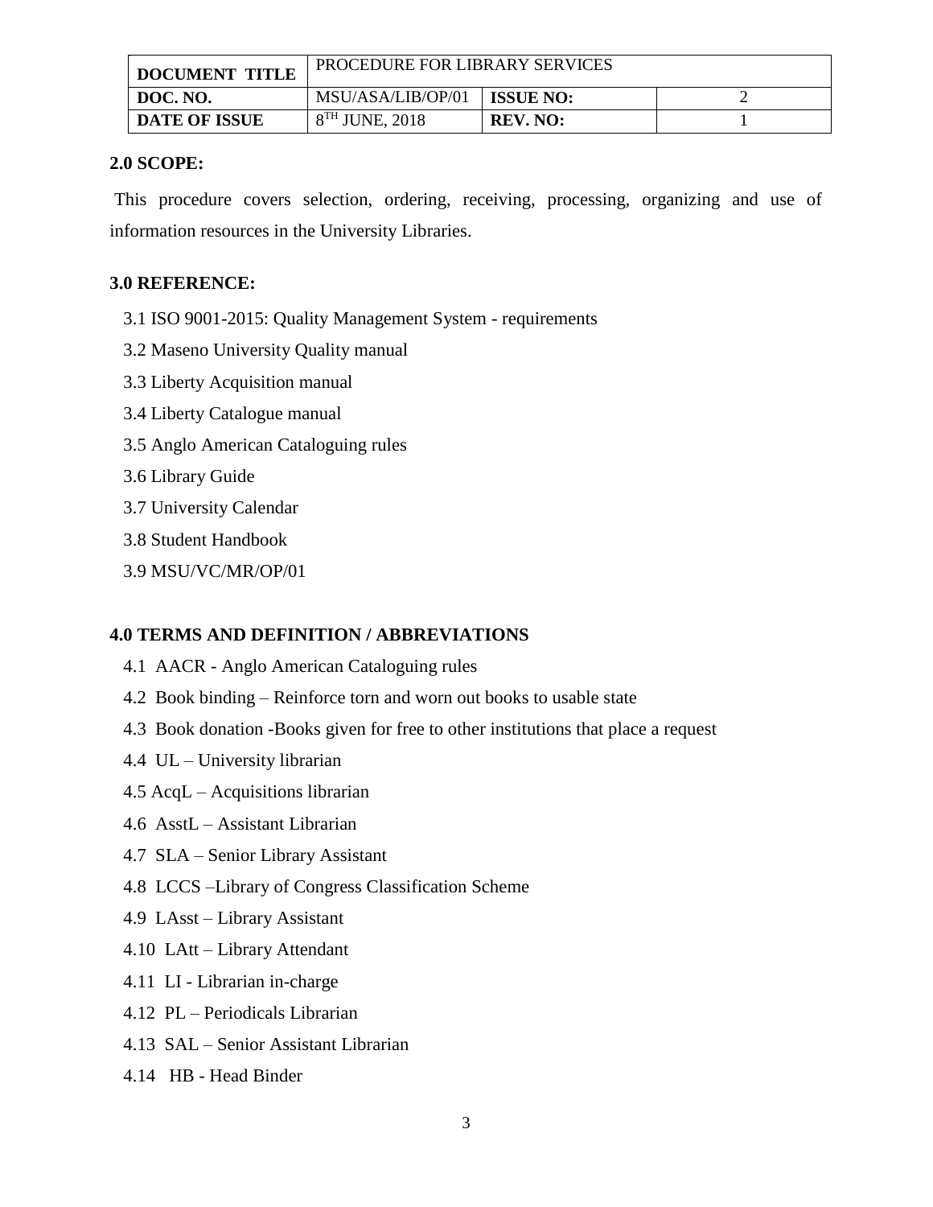| DOCUMENT TITLE | PROCEDURE FOR LIBRARY SERVICES | | |
|---|---|---|---|
| DOC. NO. | MSU/ASA/LIB/OP/01 | ISSUE NO: | 2 |
| DATE OF ISSUE | 8TH JUNE, 2018 | REV. NO: | 1 |

**2.0 SCOPE:**

This procedure covers selection, ordering, receiving, processing, organizing and use of information resources in the University Libraries.

**3.0 REFERENCE:**

3.1 ISO 9001-2015: Quality Management System - requirements

3.2 Maseno University Quality manual

3.3 Liberty Acquisition manual

3.4 Liberty Catalogue manual

3.5 Anglo American Cataloguing rules

3.6 Library Guide

3.7 University Calendar

3.8 Student Handbook

3.9 MSU/VC/MR/OP/01

**4.0 TERMS AND DEFINITION / ABBREVIATIONS**

4.1 AACR - Anglo American Cataloguing rules

4.2 Book binding – Reinforce torn and worn out books to usable state

4.3 Book donation -Books given for free to other institutions that place a request

4.4 UL – University librarian

4.5 AcqL – Acquisitions librarian

4.6 AsstL – Assistant Librarian

4.7 SLA – Senior Library Assistant

4.8 LCCS –Library of Congress Classification Scheme

4.9 LAsst – Library Assistant

4.10 LAtt – Library Attendant

4.11 LI - Librarian in-charge

4.12 PL – Periodicals Librarian

4.13 SAL – Senior Assistant Librarian

4.14 HB - Head Binder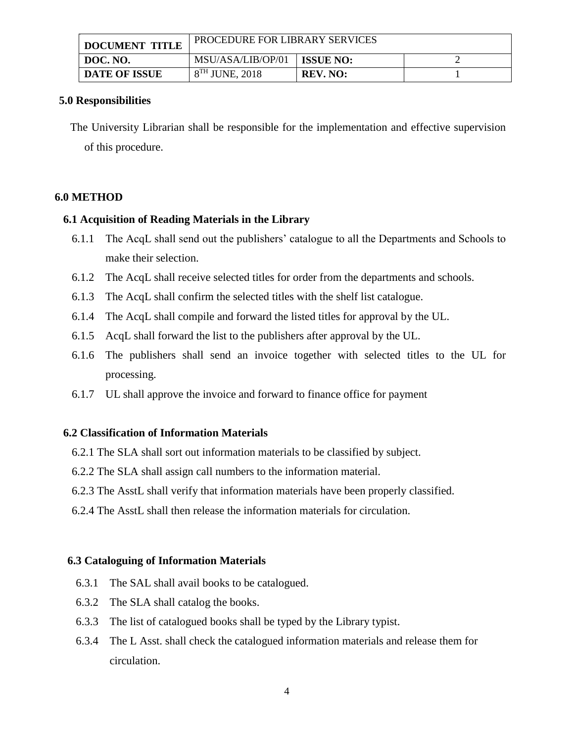| DOCUMENT TITLE | PROCEDURE FOR LIBRARY SERVICES | | |
|---|---|---|---|
| DOC. NO. | MSU/ASA/LIB/OP/01 | ISSUE NO: | 2 |
| DATE OF ISSUE | 8TH JUNE, 2018 | REV. NO: | 1 |

## 5.0 Responsibilities

The University Librarian shall be responsible for the implementation and effective supervision of this procedure.

## 6.0 METHOD

### 6.1 Acquisition of Reading Materials in the Library

6.1.1 The AcqL shall send out the publishers' catalogue to all the Departments and Schools to make their selection.

6.1.2 The AcqL shall receive selected titles for order from the departments and schools.

6.1.3 The AcqL shall confirm the selected titles with the shelf list catalogue.

6.1.4 The AcqL shall compile and forward the listed titles for approval by the UL.

6.1.5 AcqL shall forward the list to the publishers after approval by the UL.

6.1.6 The publishers shall send an invoice together with selected titles to the UL for processing.

6.1.7 UL shall approve the invoice and forward to finance office for payment

### 6.2 Classification of Information Materials

6.2.1 The SLA shall sort out information materials to be classified by subject.

6.2.2 The SLA shall assign call numbers to the information material.

6.2.3 The AsstL shall verify that information materials have been properly classified.

6.2.4 The AsstL shall then release the information materials for circulation.

### 6.3 Cataloguing of Information Materials

6.3.1 The SAL shall avail books to be catalogued.

6.3.2 The SLA shall catalog the books.

6.3.3 The list of catalogued books shall be typed by the Library typist.

6.3.4 The L Asst. shall check the catalogued information materials and release them for circulation.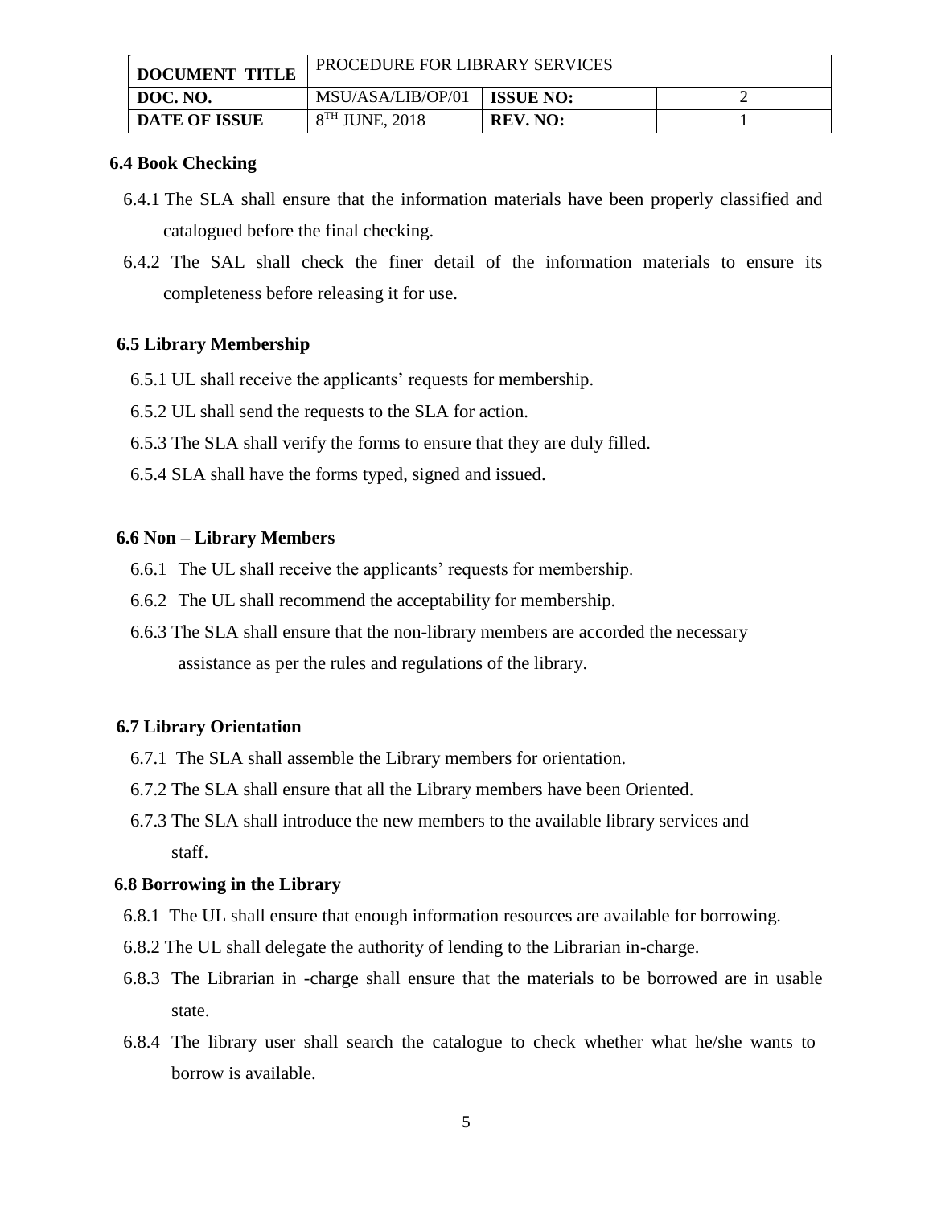### 6.4 Book Checking

6.4.1 The SLA shall ensure that the information materials have been properly classified and catalogued before the final checking.

6.4.2 The SAL shall check the finer detail of the information materials to ensure its completeness before releasing it for use.

### 6.5 Library Membership

6.5.1 UL shall receive the applicants' requests for membership.

6.5.2 UL shall send the requests to the SLA for action.

6.5.3 The SLA shall verify the forms to ensure that they are duly filled.

6.5.4 SLA shall have the forms typed, signed and issued.

### 6.6 Non – Library Members

6.6.1 The UL shall receive the applicants' requests for membership.

6.6.2 The UL shall recommend the acceptability for membership.

6.6.3 The SLA shall ensure that the non-library members are accorded the necessary assistance as per the rules and regulations of the library.

### 6.7 Library Orientation

6.7.1 The SLA shall assemble the Library members for orientation.

6.7.2 The SLA shall ensure that all the Library members have been Oriented.

6.7.3 The SLA shall introduce the new members to the available library services and staff.

### 6.8 Borrowing in the Library

6.8.1 The UL shall ensure that enough information resources are available for borrowing.

6.8.2 The UL shall delegate the authority of lending to the Librarian in-charge.

6.8.3 The Librarian in -charge shall ensure that the materials to be borrowed are in usable state.

6.8.4 The library user shall search the catalogue to check whether what he/she wants to borrow is available.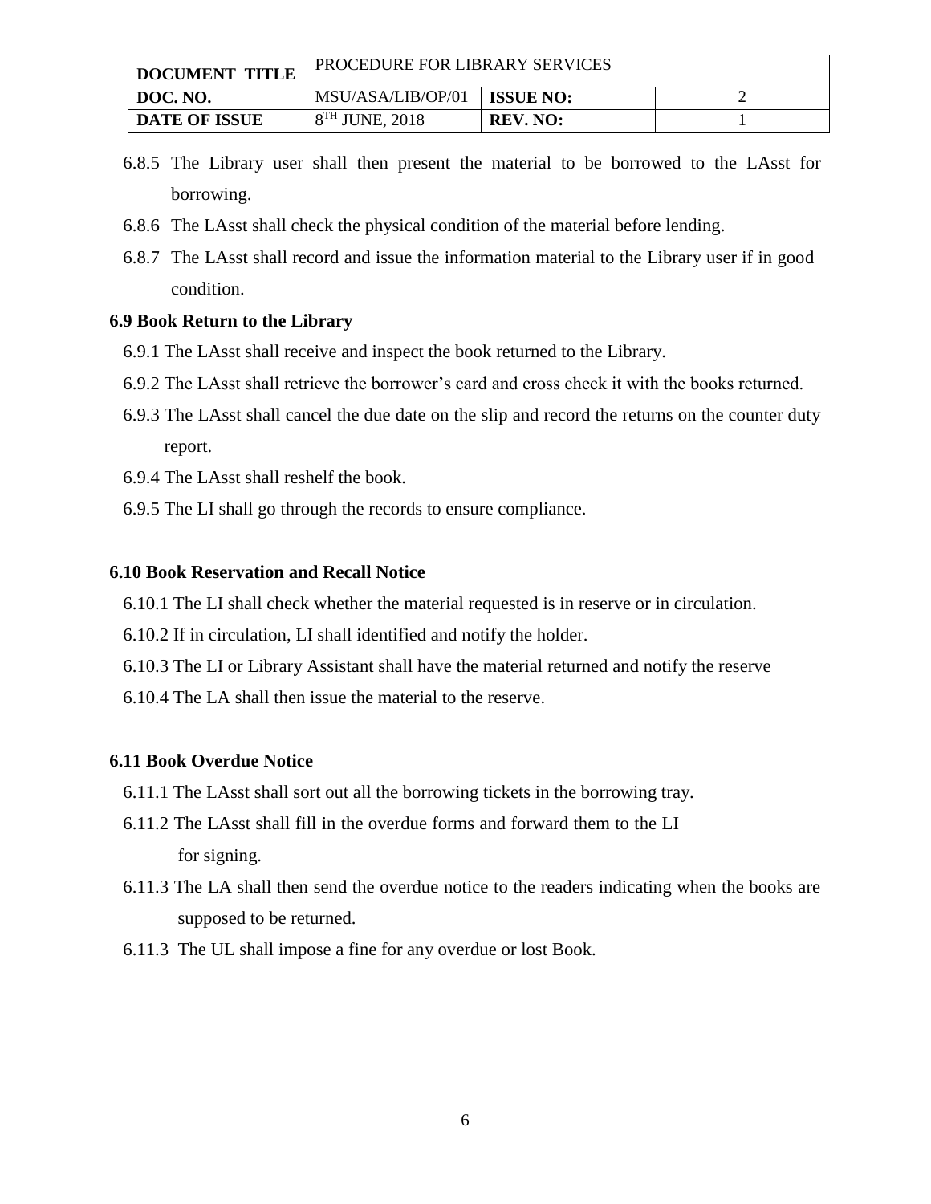6.8.5 The Library user shall then present the material to be borrowed to the LAsst for borrowing.

6.8.6 The LAsst shall check the physical condition of the material before lending.

6.8.7 The LAsst shall record and issue the information material to the Library user if in good condition.

**6.9 Book Return to the Library**

6.9.1 The LAsst shall receive and inspect the book returned to the Library.

6.9.2 The LAsst shall retrieve the borrower's card and cross check it with the books returned.

6.9.3 The LAsst shall cancel the due date on the slip and record the returns on the counter duty report.

6.9.4 The LAsst shall reshelf the book.

6.9.5 The LI shall go through the records to ensure compliance.

**6.10 Book Reservation and Recall Notice**

6.10.1 The LI shall check whether the material requested is in reserve or in circulation.

6.10.2 If in circulation, LI shall identified and notify the holder.

6.10.3 The LI or Library Assistant shall have the material returned and notify the reserve

6.10.4 The LA shall then issue the material to the reserve.

**6.11 Book Overdue Notice**

6.11.1 The LAsst shall sort out all the borrowing tickets in the borrowing tray.

6.11.2 The LAsst shall fill in the overdue forms and forward them to the LI for signing.

6.11.3 The LA shall then send the overdue notice to the readers indicating when the books are supposed to be returned.

6.11.3 The UL shall impose a fine for any overdue or lost Book.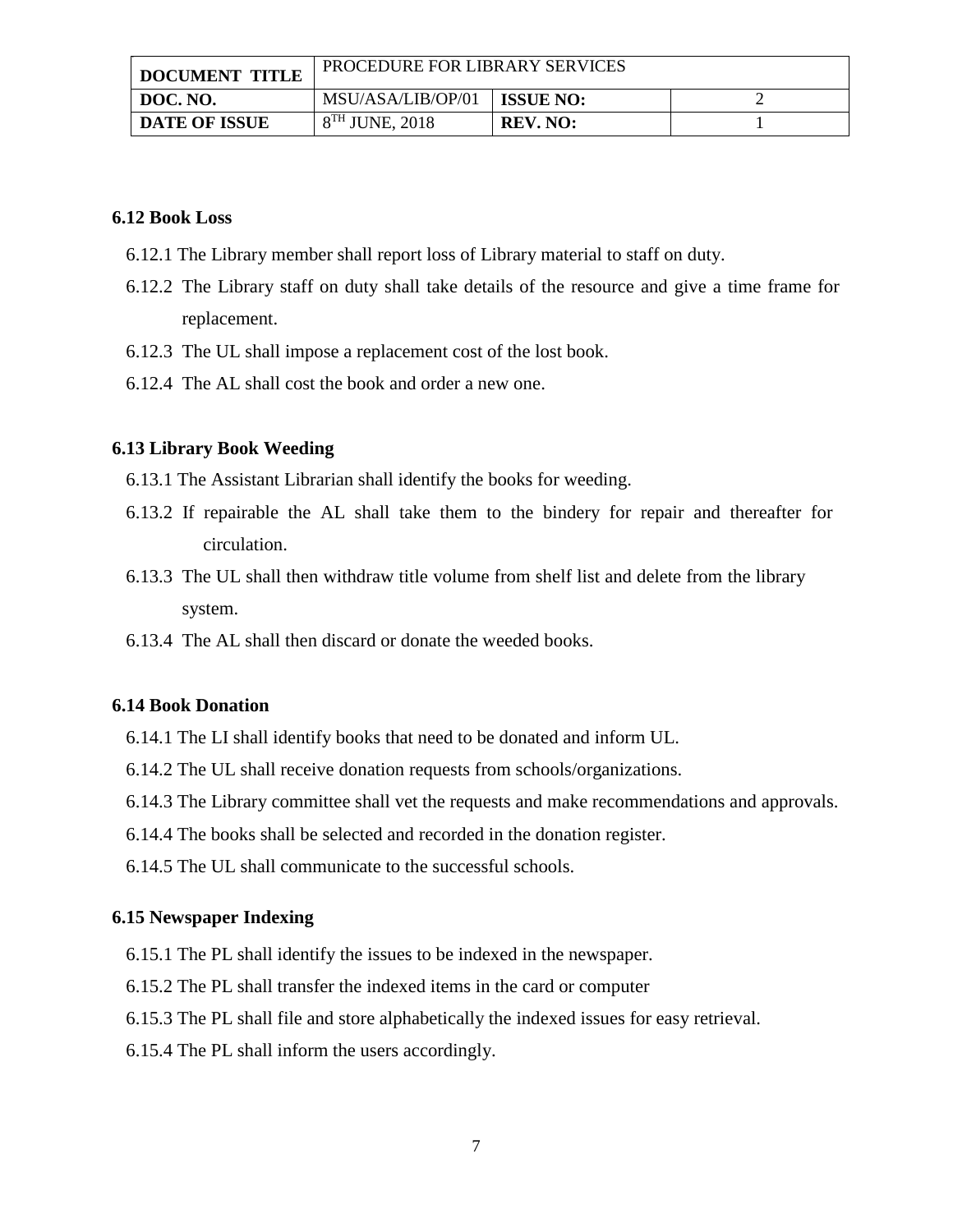### 6.12 Book Loss

6.12.1 The Library member shall report loss of Library material to staff on duty.

6.12.2 The Library staff on duty shall take details of the resource and give a time frame for replacement.

6.12.3 The UL shall impose a replacement cost of the lost book.

6.12.4 The AL shall cost the book and order a new one.

### 6.13 Library Book Weeding

6.13.1 The Assistant Librarian shall identify the books for weeding.

6.13.2 If repairable the AL shall take them to the bindery for repair and thereafter for circulation.

6.13.3 The UL shall then withdraw title volume from shelf list and delete from the library system.

6.13.4 The AL shall then discard or donate the weeded books.

### 6.14 Book Donation

6.14.1 The LI shall identify books that need to be donated and inform UL.

6.14.2 The UL shall receive donation requests from schools/organizations.

6.14.3 The Library committee shall vet the requests and make recommendations and approvals.

6.14.4 The books shall be selected and recorded in the donation register.

6.14.5 The UL shall communicate to the successful schools.

### 6.15 Newspaper Indexing

6.15.1 The PL shall identify the issues to be indexed in the newspaper.

6.15.2 The PL shall transfer the indexed items in the card or computer

6.15.3 The PL shall file and store alphabetically the indexed issues for easy retrieval.

6.15.4 The PL shall inform the users accordingly.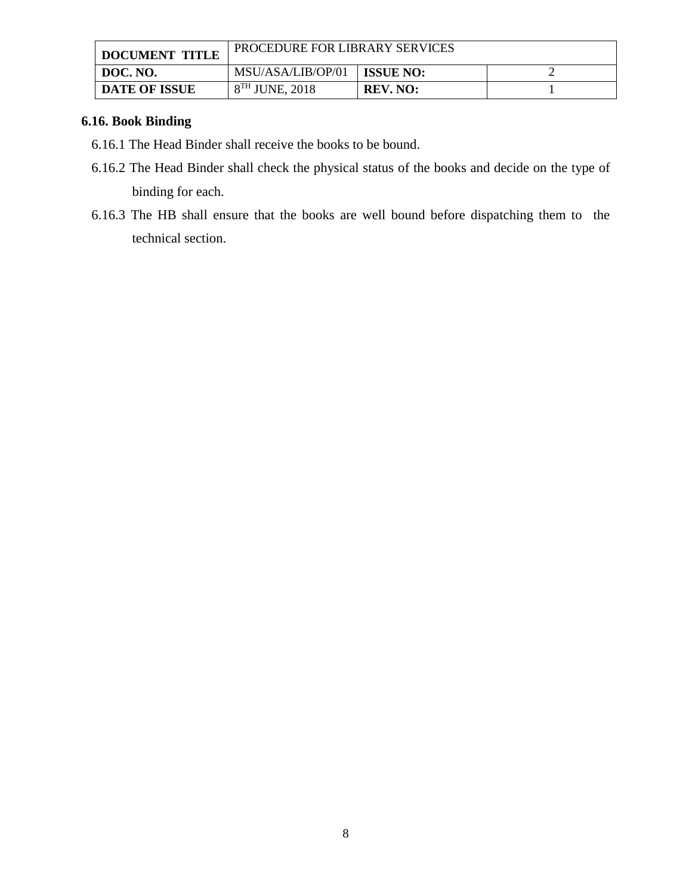### 6.16. Book Binding

6.16.1 The Head Binder shall receive the books to be bound.

6.16.2 The Head Binder shall check the physical status of the books and decide on the type of binding for each.

6.16.3 The HB shall ensure that the books are well bound before dispatching them to the technical section.